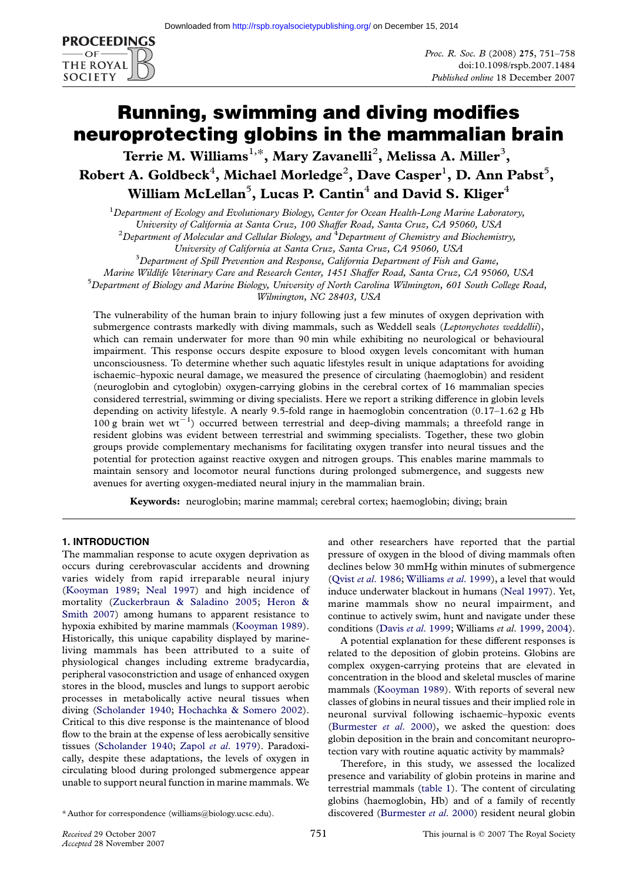# Running, swimming and diving modifies neuroprotecting globins in the mammalian brain

**Terrie M. Williams[1,*], Mary Zavanelli[2], Melissa A. Miller[3], Robert A. Goldbeck[4], Michael Morledge[2], Dave Casper[1], D. Ann Pabst[5], William McLellan[5], Lucas P. Cantin[4] and David S. Kliger[4]**

[1]*Department of Ecology and Evolutionary Biology, Center for Ocean Health-Long Marine Laboratory, University of California at Santa Cruz, 100 Shaffer Road, Santa Cruz, CA 95060, USA*

[2]*Department of Molecular and Cellular Biology, and* [4]*Department of Chemistry and Biochemistry, University of California at Santa Cruz, Santa Cruz, CA 95060, USA*

[3]*Department of Spill Prevention and Response, California Department of Fish and Game, Marine Wildlife Veterinary Care and Research Center, 1451 Shaffer Road, Santa Cruz, CA 95060, USA*

[5]*Department of Biology and Marine Biology, University of North Carolina Wilmington, 601 South College Road, Wilmington, NC 28403, USA*

The vulnerability of the human brain to injury following just a few minutes of oxygen deprivation with submergence contrasts markedly with diving mammals, such as Weddell seals (*Leptonychotes weddellii*), which can remain underwater for more than 90 min while exhibiting no neurological or behavioural impairment. This response occurs despite exposure to blood oxygen levels concomitant with human unconsciousness. To determine whether such aquatic lifestyles result in unique adaptations for avoiding ischaemic–hypoxic neural damage, we measured the presence of circulating (haemoglobin) and resident (neuroglobin and cytoglobin) oxygen-carrying globins in the cerebral cortex of 16 mammalian species considered terrestrial, swimming or diving specialists. Here we report a striking difference in globin levels depending on activity lifestyle. A nearly 9.5-fold range in haemoglobin concentration (0.17–1.62 g Hb 100 g brain wet wt$^{-1}$) occurred between terrestrial and deep-diving mammals; a threefold range in resident globins was evident between terrestrial and swimming specialists. Together, these two globin groups provide complementary mechanisms for facilitating oxygen transfer into neural tissues and the potential for protection against reactive oxygen and nitrogen groups. This enables marine mammals to maintain sensory and locomotor neural functions during prolonged submergence, and suggests new avenues for averting oxygen-mediated neural injury in the mammalian brain.

**Keywords:** neuroglobin; marine mammal; cerebral cortex; haemoglobin; diving; brain

## 1. INTRODUCTION

The mammalian response to acute oxygen deprivation as occurs during cerebrovascular accidents and drowning varies widely from rapid irreparable neural injury (Kooyman 1989; Neal 1997) and high incidence of mortality (Zuckerbraun & Saladino 2005; Heron & Smith 2007) among humans to apparent resistance to hypoxia exhibited by marine mammals (Kooyman 1989). Historically, this unique capability displayed by marine-living mammals has been attributed to a suite of physiological changes including extreme bradycardia, peripheral vasoconstriction and usage of enhanced oxygen stores in the blood, muscles and lungs to support aerobic processes in metabolically active neural tissues when diving (Scholander 1940; Hochachka & Somero 2002). Critical to this dive response is the maintenance of blood flow to the brain at the expense of less aerobically sensitive tissues (Scholander 1940; Zapol *et al*. 1979). Paradoxically, despite these adaptations, the levels of oxygen in circulating blood during prolonged submergence appear unable to support neural function in marine mammals. We and other researchers have reported that the partial pressure of oxygen in the blood of diving mammals often declines below 30 mmHg within minutes of submergence (Qvist *et al*. 1986; Williams *et al*. 1999), a level that would induce underwater blackout in humans (Neal 1997). Yet, marine mammals show no neural impairment, and continue to actively swim, hunt and navigate under these conditions (Davis *et al*. 1999; Williams *et al*. 1999, 2004).

A potential explanation for these different responses is related to the deposition of globin proteins. Globins are complex oxygen-carrying proteins that are elevated in concentration in the blood and skeletal muscles of marine mammals (Kooyman 1989). With reports of several new classes of globins in neural tissues and their implied role in neuronal survival following ischaemic–hypoxic events (Burmester *et al*. 2000), we asked the question: does globin deposition in the brain and concomitant neuroprotection vary with routine aquatic activity by mammals?

Therefore, in this study, we assessed the localized presence and variability of globin proteins in marine and terrestrial mammals (table 1). The content of circulating globins (haemoglobin, Hb) and of a family of recently discovered (Burmester *et al*. 2000) resident neural globin

\* Author for correspondence (williams@biology.ucsc.edu).

Received 29 October 2007
Accepted 28 November 2007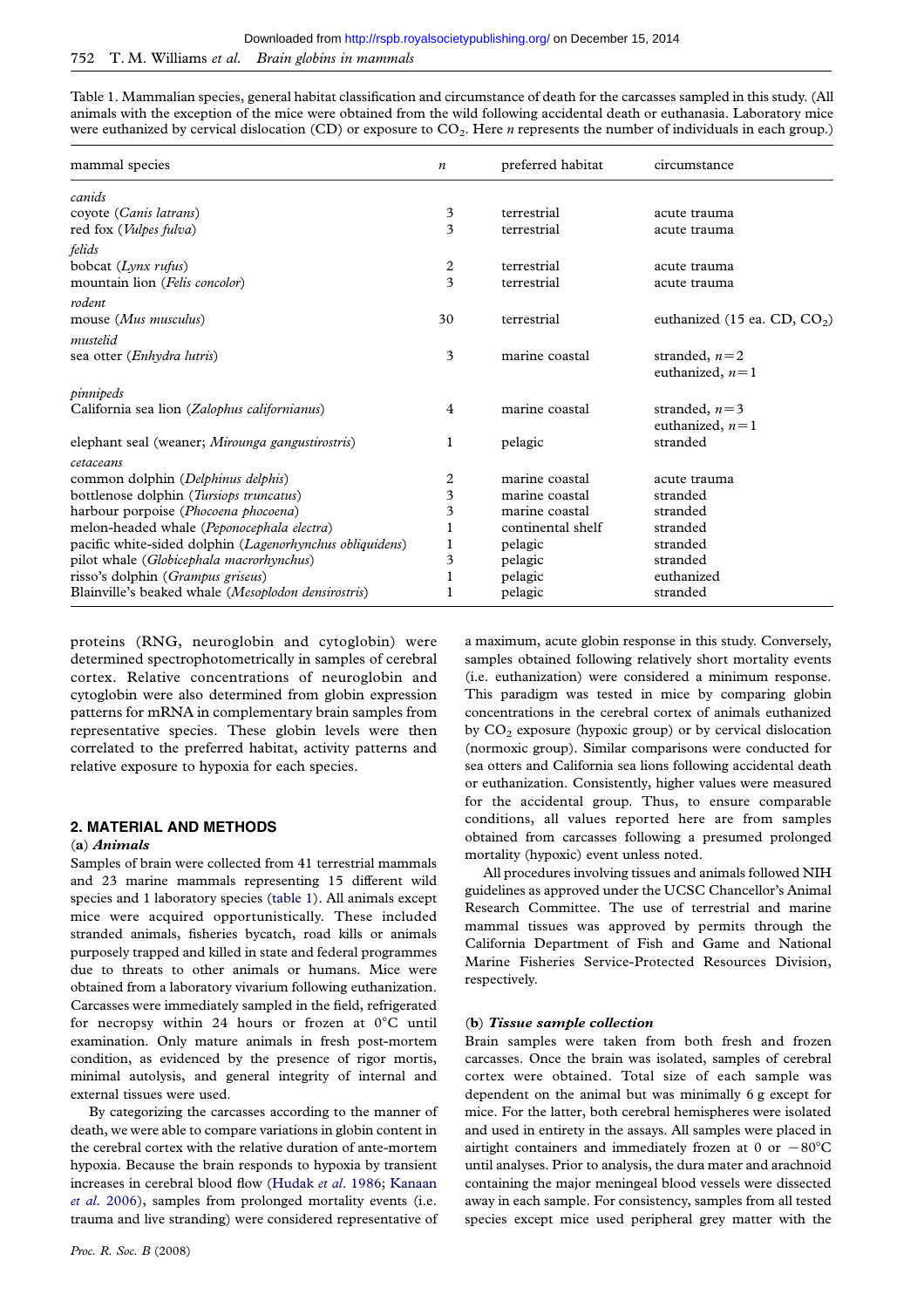Table 1. Mammalian species, general habitat classification and circumstance of death for the carcasses sampled in this study. (All animals with the exception of the mice were obtained from the wild following accidental death or euthanasia. Laboratory mice were euthanized by cervical dislocation (CD) or exposure to $CO_2$. Here *n* represents the number of individuals in each group.)

| mammal species | *n* | preferred habitat | circumstance |
|---|---|---|---|
| *canids* | | | |
| coyote (*Canis latrans*) | 3 | terrestrial | acute trauma |
| red fox (*Vulpes fulva*) | 3 | terrestrial | acute trauma |
| *felids* | | | |
| bobcat (*Lynx rufus*) | 2 | terrestrial | acute trauma |
| mountain lion (*Felis concolor*) | 3 | terrestrial | acute trauma |
| *rodent* | | | |
| mouse (*Mus musculus*) | 30 | terrestrial | euthanized (15 ea. CD, $CO_2$) |
| *mustelid* | | | |
| sea otter (*Enhydra lutris*) | 3 | marine coastal | stranded, $n=2$; euthanized, $n=1$ |
| *pinnipeds* | | | |
| California sea lion (*Zalophus californianus*) | 4 | marine coastal | stranded, $n=3$; euthanized, $n=1$ |
| elephant seal (weaner; *Mirounga gangustirostris*) | 1 | pelagic | stranded |
| *cetaceans* | | | |
| common dolphin (*Delphinus delphis*) | 2 | marine coastal | acute trauma |
| bottlenose dolphin (*Tursiops truncatus*) | 3 | marine coastal | stranded |
| harbour porpoise (*Phocoena phocoena*) | 3 | marine coastal | stranded |
| melon-headed whale (*Peponocephala electra*) | 1 | continental shelf | stranded |
| pacific white-sided dolphin (*Lagenorhynchus obliquidens*) | 1 | pelagic | stranded |
| pilot whale (*Globicephala macrorhynchus*) | 3 | pelagic | stranded |
| risso's dolphin (*Grampus griseus*) | 1 | pelagic | euthanized |
| Blainville's beaked whale (*Mesoplodon densirostris*) | 1 | pelagic | stranded |

proteins (RNG, neuroglobin and cytoglobin) were determined spectrophotometrically in samples of cerebral cortex. Relative concentrations of neuroglobin and cytoglobin were also determined from globin expression patterns for mRNA in complementary brain samples from representative species. These globin levels were then correlated to the preferred habitat, activity patterns and relative exposure to hypoxia for each species.

## 2. MATERIAL AND METHODS

### (a) *Animals*

Samples of brain were collected from 41 terrestrial mammals and 23 marine mammals representing 15 different wild species and 1 laboratory species (table 1). All animals except mice were acquired opportunistically. These included stranded animals, fisheries bycatch, road kills or animals purposely trapped and killed in state and federal programmes due to threats to other animals or humans. Mice were obtained from a laboratory vivarium following euthanization. Carcasses were immediately sampled in the field, refrigerated for necropsy within 24 hours or frozen at 0°C until examination. Only mature animals in fresh post-mortem condition, as evidenced by the presence of rigor mortis, minimal autolysis, and general integrity of internal and external tissues were used.

By categorizing the carcasses according to the manner of death, we were able to compare variations in globin content in the cerebral cortex with the relative duration of ante-mortem hypoxia. Because the brain responds to hypoxia by transient increases in cerebral blood flow (Hudak *et al*. 1986; Kanaan *et al*. 2006), samples from prolonged mortality events (i.e. trauma and live stranding) were considered representative of a maximum, acute globin response in this study. Conversely, samples obtained following relatively short mortality events (i.e. euthanization) were considered a minimum response. This paradigm was tested in mice by comparing globin concentrations in the cerebral cortex of animals euthanized by $CO_2$ exposure (hypoxic group) or by cervical dislocation (normoxic group). Similar comparisons were conducted for sea otters and California sea lions following accidental death or euthanization. Consistently, higher values were measured for the accidental group. Thus, to ensure comparable conditions, all values reported here are from samples obtained from carcasses following a presumed prolonged mortality (hypoxic) event unless noted.

All procedures involving tissues and animals followed NIH guidelines as approved under the UCSC Chancellor's Animal Research Committee. The use of terrestrial and marine mammal tissues was approved by permits through the California Department of Fish and Game and National Marine Fisheries Service-Protected Resources Division, respectively.

### (b) *Tissue sample collection*

Brain samples were taken from both fresh and frozen carcasses. Once the brain was isolated, samples of cerebral cortex were obtained. Total size of each sample was dependent on the animal but was minimally 6 g except for mice. For the latter, both cerebral hemispheres were isolated and used in entirety in the assays. All samples were placed in airtight containers and immediately frozen at 0 or −80°C until analyses. Prior to analysis, the dura mater and arachnoid containing the major meningeal blood vessels were dissected away in each sample. For consistency, samples from all tested species except mice used peripheral grey matter with the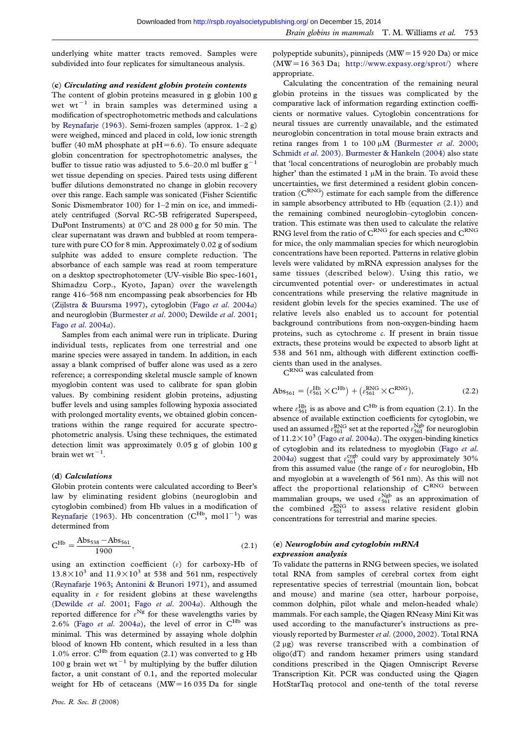underlying white matter tracts removed. Samples were subdivided into four replicates for simultaneous analysis.

### (c) *Circulating and resident globin protein contents*

The content of globin proteins measured in g globin 100 g wet wt$^{-1}$ in brain samples was determined using a modification of spectrophotometric methods and calculations by Reynafarje (1963). Semi-frozen samples (approx. 1–2 g) were weighed, minced and placed in cold, low ionic strength buffer (40 mM phosphate at pH=6.6). To ensure adequate globin concentration for spectrophotometric analyses, the buffer to tissue ratio was adjusted to 5.6–20.0 ml buffer g$^{-1}$ wet tissue depending on species. Paired tests using different buffer dilutions demonstrated no change in globin recovery over this range. Each sample was sonicated (Fisher Scientific Sonic Dismembrator 100) for 1–2 min on ice, and immediately centrifuged (Sorval RC-5B refrigerated Superspeed, DuPont Instruments) at 0°C and 28 000 g for 50 min. The clear supernatant was drawn and bubbled at room temperature with pure CO for 8 min. Approximately 0.02 g of sodium sulphite was added to ensure complete reduction. The absorbance of each sample was read at room temperature on a desktop spectrophotometer (UV–visible Bio spec-1601, Shimadzu Corp., Kyoto, Japan) over the wavelength range 416–568 nm encompassing peak absorbencies for Hb (Zijlstra & Buursma 1997), cytoglobin (Fago *et al.* 2004*a*) and neuroglobin (Burmester *et al.* 2000; Dewilde *et al.* 2001; Fago *et al.* 2004*a*).

Samples from each animal were run in triplicate. During individual tests, replicates from one terrestrial and one marine species were assayed in tandem. In addition, in each assay a blank comprised of buffer alone was used as a zero reference; a corresponding skeletal muscle sample of known myoglobin content was used to calibrate for span globin values. By combining resident globin proteins, adjusting buffer levels and using samples following hypoxia associated with prolonged mortality events, we obtained globin concentrations within the range required for accurate spectrophotometric analysis. Using these techniques, the estimated detection limit was approximately 0.05 g of globin 100 g brain wet wt$^{-1}$.

### (d) *Calculations*

Globin protein contents were calculated according to Beer's law by eliminating resident globins (neuroglobin and cytoglobin combined) from Hb values in a modification of Reynafarje (1963). Hb concentration ($C^{Hb}$, mol l$^{-1}$) was determined from

$$C^{Hb} = \frac{Abs_{538} - Abs_{561}}{1900}, \tag{2.1}$$

using an extinction coefficient ($\varepsilon$) for carboxy-Hb of $13.8\times10^3$ and $11.9\times10^3$ at 538 and 561 nm, respectively (Reynafarje 1963; Antonini & Brunori 1971), and assumed equality in $\varepsilon$ for resident globins at these wavelengths (Dewilde *et al.* 2001; Fago *et al.* 2004*a*). Although the reported difference for $\varepsilon^{Ng}$ for these wavelengths varies by 2.6% (Fago *et al.* 2004*a*), the level of error in $C^{Hb}$ was minimal. This was determined by assaying whole dolphin blood of known Hb content, which resulted in a less than 1.0% error. $C^{Hb}$ from equation (2.1) was converted to g Hb 100 g brain wet wt$^{-1}$ by multiplying by the buffer dilution factor, a unit constant of 0.1, and the reported molecular weight for Hb of cetaceans (MW=16 035 Da for single polypeptide subunits), pinnipeds (MW=15 920 Da) or mice (MW=16 363 Da; http://www.expasy.org/sprot/) where appropriate.

Calculating the concentration of the remaining neural globin proteins in the tissues was complicated by the comparative lack of information regarding extinction coefficients or normative values. Cytoglobin concentrations for neural tissues are currently unavailable, and the estimated neuroglobin concentration in total mouse brain extracts and retina ranges from 1 to 100 μM (Burmester *et al.* 2000; Schmidt *et al.* 2003). Burmester & Hankeln (2004) also state that 'local concentrations of neuroglobin are probably much higher' than the estimated 1 μM in the brain. To avoid these uncertainties, we first determined a resident globin concentration ($C^{RNG}$) estimate for each sample from the difference in sample absorbency attributed to Hb (equation (2.1)) and the remaining combined neuroglobin–cytoglobin concentration. This estimate was then used to calculate the relative RNG level from the ratio of $C^{RNG}$ for each species and $C^{RNG}$ for mice, the only mammalian species for which neuroglobin concentrations have been reported. Patterns in relative globin levels were validated by mRNA expression analyses for the same tissues (described below). Using this ratio, we circumvented potential over- or underestimates in actual concentrations while preserving the relative magnitude in resident globin levels for the species examined. The use of relative levels also enabled us to account for potential background contributions from non-oxygen-binding haem proteins, such as cytochrome *c*. If present in brain tissue extracts, these proteins would be expected to absorb light at 538 and 561 nm, although with different extinction coefficients than used in the analyses.

$C^{RNG}$ was calculated from

$$Abs_{561} = (\varepsilon_{561}^{Hb} \times C^{Hb}) + (\varepsilon_{561}^{RNG} \times C^{RNG}), \tag{2.2}$$

where $\varepsilon_{561}^{Hb}$ is as above and $C^{Hb}$ is from equation (2.1). In the absence of available extinction coefficients for cytoglobin, we used an assumed $\varepsilon_{561}^{RNG}$ set at the reported $\varepsilon_{561}^{Ngb}$ for neuroglobin of $11.2\times10^3$ (Fago *et al.* 2004*a*). The oxygen-binding kinetics of cytoglobin and its relatedness to myoglobin (Fago *et al.* 2004*a*) suggest that $\varepsilon_{561}^{cygb}$ could vary by approximately 30% from this assumed value (the range of $\varepsilon$ for neuroglobin, Hb and myoglobin at a wavelength of 561 nm). As this will not affect the proportional relationship of $C^{RNG}$ between mammalian groups, we used $\varepsilon_{561}^{Ngb}$ as an approximation of the combined $\varepsilon_{561}^{RNG}$ to assess relative resident globin concentrations for terrestrial and marine species.

### (e) *Neuroglobin and cytoglobin mRNA expression analysis*

To validate the patterns in RNG between species, we isolated total RNA from samples of cerebral cortex from eight representative species of terrestrial (mountain lion, bobcat and mouse) and marine (sea otter, harbour porpoise, common dolphin, pilot whale and melon-headed whale) mammals. For each sample, the Qiagen RNeasy Mini Kit was used according to the manufacturer's instructions as previously reported by Burmester *et al.* (2000, 2002). Total RNA (2 μg) was reverse transcribed with a combination of oligo(dT) and random hexamer primers using standard conditions prescribed in the Qiagen Omniscript Reverse Transcription Kit. PCR was conducted using the Qiagen HotStarTaq protocol and one-tenth of the total reverse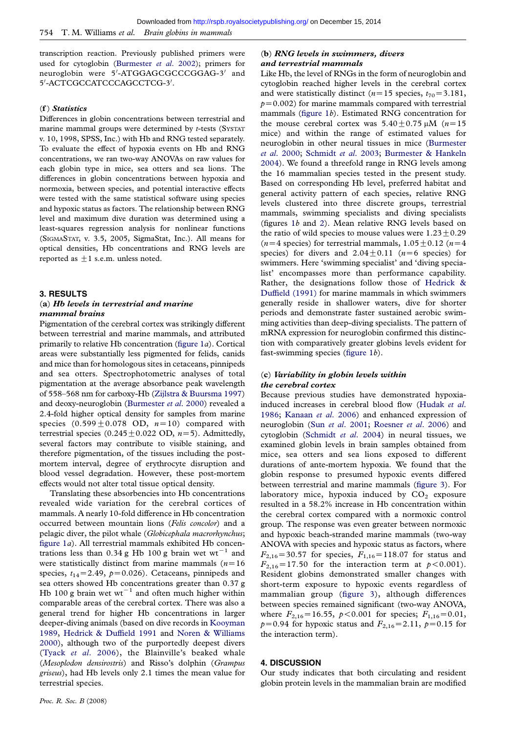transcription reaction. Previously published primers were used for cytoglobin (Burmester *et al.* 2002); primers for neuroglobin were 5′-ATGGAGCGCCCGGAG-3′ and 5′-ACTCGCCATCCCAGCCTCG-3′.

### (f) *Statistics*

Differences in globin concentrations between terrestrial and marine mammal groups were determined by *t*-tests (SYSTAT v. 10, 1998, SPSS, Inc.) with Hb and RNG tested separately. To evaluate the effect of hypoxia events on Hb and RNG concentrations, we ran two-way ANOVAs on raw values for each globin type in mice, sea otters and sea lions. The differences in globin concentrations between hypoxia and normoxia, between species, and potential interactive effects were tested with the same statistical software using species and hypoxic status as factors. The relationship between RNG level and maximum dive duration was determined using a least-squares regression analysis for nonlinear functions (SIGMASTAT, v. 3.5, 2005, SigmaStat, Inc.). All means for optical densities, Hb concentrations and RNG levels are reported as $\pm 1$ s.e.m. unless noted.

## 3. RESULTS

### (a) *Hb levels in terrestrial and marine mammal brains*

Pigmentation of the cerebral cortex was strikingly different between terrestrial and marine mammals, and attributed primarily to relative Hb concentration (figure 1*a*). Cortical areas were substantially less pigmented for felids, canids and mice than for homologous sites in cetaceans, pinnipeds and sea otters. Spectrophotometric analyses of total pigmentation at the average absorbance peak wavelength of 558–568 nm for carboxy-Hb (Zijlstra & Buursma 1997) and deoxy-neuroglobin (Burmester *et al.* 2000) revealed a 2.4-fold higher optical density for samples from marine species ($0.599 \pm 0.078$ OD, $n=10$) compared with terrestrial species ($0.245 \pm 0.022$ OD, $n=5$). Admittedly, several factors may contribute to visible staining, and therefore pigmentation, of the tissues including the post-mortem interval, degree of erythrocyte disruption and blood vessel degradation. However, these post-mortem effects would not alter total tissue optical density.

Translating these absorbencies into Hb concentrations revealed wide variation for the cerebral cortices of mammals. A nearly 10-fold difference in Hb concentration occurred between mountain lions (*Felis concolor*) and a pelagic diver, the pilot whale (*Globicephala macrorhynchus*; figure 1*a*). All terrestrial mammals exhibited Hb concentrations less than 0.34 g Hb 100 g brain wet wt$^{-1}$ and were statistically distinct from marine mammals ($n=16$ species, $t_{14}=2.49$, $p=0.026$). Cetaceans, pinnipeds and sea otters showed Hb concentrations greater than 0.37 g Hb 100 g brain wet wt$^{-1}$ and often much higher within comparable areas of the cerebral cortex. There was also a general trend for higher Hb concentrations in larger deeper-diving animals (based on dive records in Kooyman 1989, Hedrick & Duffield 1991 and Noren & Williams 2000), although two of the purportedly deepest divers (Tyack *et al.* 2006), the Blainville's beaked whale (*Mesoplodon densirostris*) and Risso's dolphin (*Grampus griseus*), had Hb levels only 2.1 times the mean value for terrestrial species.

### (b) *RNG levels in swimmers, divers and terrestrial mammals*

Like Hb, the level of RNGs in the form of neuroglobin and cytoglobin reached higher levels in the cerebral cortex and were statistically distinct ($n=15$ species, $t_{70}=3.181$, $p=0.002$) for marine mammals compared with terrestrial mammals (figure 1*b*). Estimated RNG concentration for the mouse cerebral cortex was $5.40 \pm 0.75$ μM ($n=15$ mice) and within the range of estimated values for neuroglobin in other neural tissues in mice (Burmester *et al.* 2000; Schmidt *et al.* 2003; Burmester & Hankeln 2004). We found a threefold range in RNG levels among the 16 mammalian species tested in the present study. Based on corresponding Hb level, preferred habitat and general activity pattern of each species, relative RNG levels clustered into three discrete groups, terrestrial mammals, swimming specialists and diving specialists (figures 1*b* and 2). Mean relative RNG levels based on the ratio of wild species to mouse values were $1.23 \pm 0.29$ ($n=4$ species) for terrestrial mammals, $1.05 \pm 0.12$ ($n=4$ species) for divers and $2.04 \pm 0.11$ ($n=6$ species) for swimmers. Here 'swimming specialist' and 'diving specialist' encompasses more than performance capability. Rather, the designations follow those of Hedrick & Duffield (1991) for marine mammals in which swimmers generally reside in shallower waters, dive for shorter periods and demonstrate faster sustained aerobic swimming activities than deep-diving specialists. The pattern of mRNA expression for neuroglobin confirmed this distinction with comparatively greater globins levels evident for fast-swimming species (figure 1*b*).

### (c) *Variability in globin levels within the cerebral cortex*

Because previous studies have demonstrated hypoxia-induced increases in cerebral blood flow (Hudak *et al.* 1986; Kanaan *et al.* 2006) and enhanced expression of neuroglobin (Sun *et al.* 2001; Roesner *et al.* 2006) and cytoglobin (Schmidt *et al.* 2004) in neural tissues, we examined globin levels in brain samples obtained from mice, sea otters and sea lions exposed to different durations of ante-mortem hypoxia. We found that the globin response to presumed hypoxic events differed between terrestrial and marine mammals (figure 3). For laboratory mice, hypoxia induced by $CO_2$ exposure resulted in a 58.2% increase in Hb concentration within the cerebral cortex compared with a normoxic control group. The response was even greater between normoxic and hypoxic beach-stranded marine mammals (two-way ANOVA with species and hypoxic status as factors, where $F_{2,16}=30.57$ for species, $F_{1,16}=118.07$ for status and $F_{2,16}=17.50$ for the interaction term at $p<0.001$). Resident globins demonstrated smaller changes with short-term exposure to hypoxic events regardless of mammalian group (figure 3), although differences between species remained significant (two-way ANOVA, where $F_{2,16}=16.55$, $p<0.001$ for species; $F_{1,16}=0.01$, $p=0.94$ for hypoxic status and $F_{2,16}=2.11$, $p=0.15$ for the interaction term).

## 4. DISCUSSION

Our study indicates that both circulating and resident globin protein levels in the mammalian brain are modified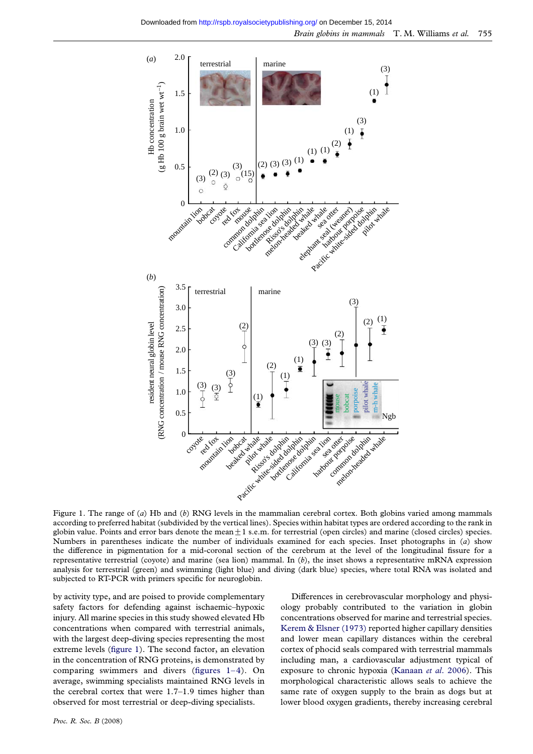Figure 1. The range of (*a*) Hb and (*b*) RNG levels in the mammalian cerebral cortex. Both globins varied among mammals according to preferred habitat (subdivided by the vertical lines). Species within habitat types are ordered according to the rank in globin value. Points and error bars denote the mean ± 1 s.e.m. for terrestrial (open circles) and marine (closed circles) species. Numbers in parentheses indicate the number of individuals examined for each species. Inset photographs in (*a*) show the difference in pigmentation for a mid-coronal section of the cerebrum at the level of the longitudinal fissure for a representative terrestrial (coyote) and marine (sea lion) mammal. In (*b*), the inset shows a representative mRNA expression analysis for terrestrial (green) and swimming (light blue) and diving (dark blue) species, where total RNA was isolated and subjected to RT-PCR with primers specific for neuroglobin.

by activity type, and are poised to provide complementary safety factors for defending against ischaemic–hypoxic injury. All marine species in this study showed elevated Hb concentrations when compared with terrestrial animals, with the largest deep-diving species representing the most extreme levels (figure 1). The second factor, an elevation in the concentration of RNG proteins, is demonstrated by comparing swimmers and divers (figures 1–4). On average, swimming specialists maintained RNG levels in the cerebral cortex that were 1.7–1.9 times higher than observed for most terrestrial or deep-diving specialists.

Differences in cerebrovascular morphology and physiology probably contributed to the variation in globin concentrations observed for marine and terrestrial species. Kerem & Elsner (1973) reported higher capillary densities and lower mean capillary distances within the cerebral cortex of phocid seals compared with terrestrial mammals including man, a cardiovascular adjustment typical of exposure to chronic hypoxia (Kanaan *et al.* 2006). This morphological characteristic allows seals to achieve the same rate of oxygen supply to the brain as dogs but at lower blood oxygen gradients, thereby increasing cerebral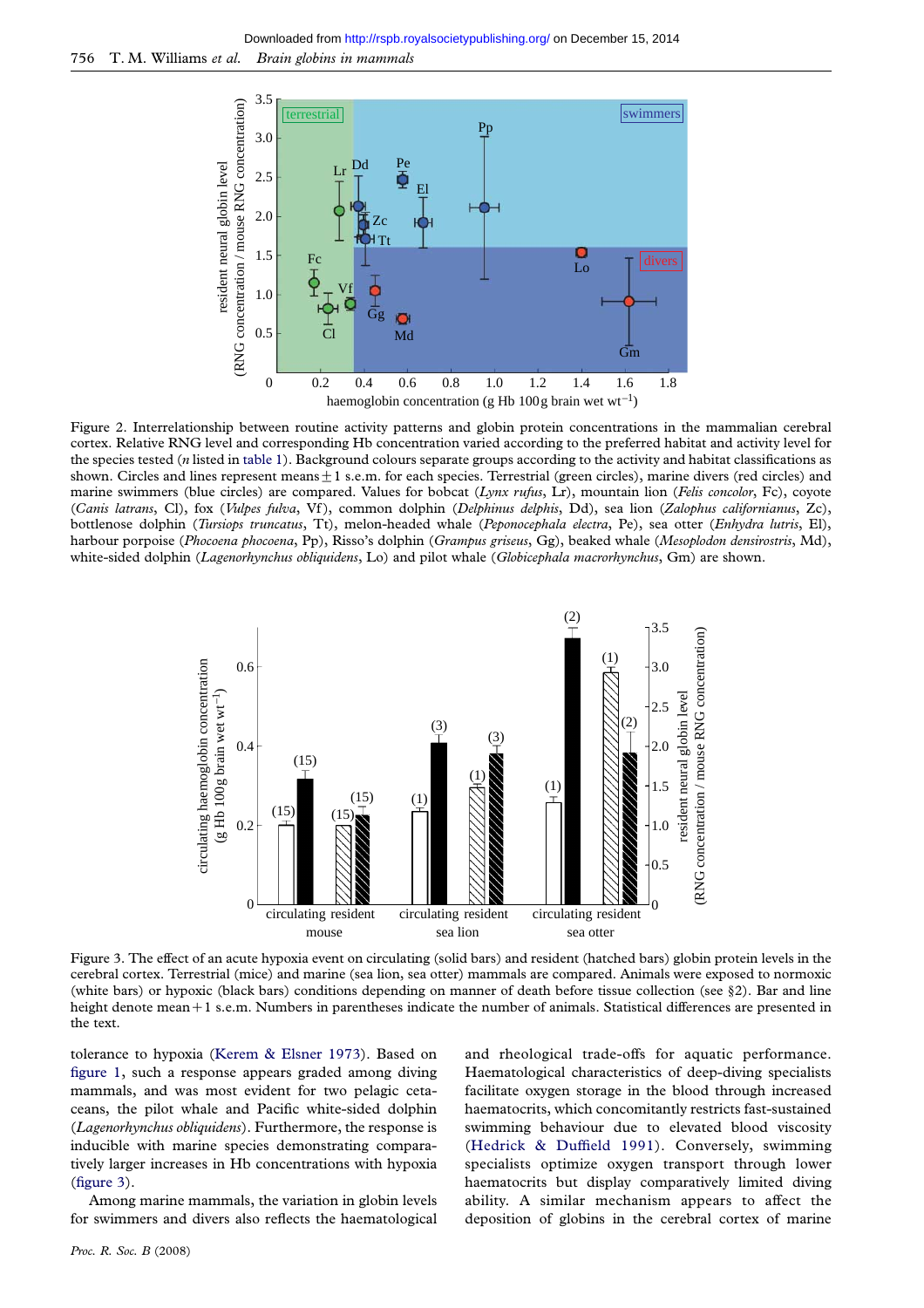Figure 2. Interrelationship between routine activity patterns and globin protein concentrations in the mammalian cerebral cortex. Relative RNG level and corresponding Hb concentration varied according to the preferred habitat and activity level for the species tested (*n* listed in table 1). Background colours separate groups according to the activity and habitat classifications as shown. Circles and lines represent means ± 1 s.e.m. for each species. Terrestrial (green circles), marine divers (red circles) and marine swimmers (blue circles) are compared. Values for bobcat (*Lynx rufus*, Lr), mountain lion (*Felis concolor*, Fc), coyote (*Canis latrans*, Cl), fox (*Vulpes fulva*, Vf), common dolphin (*Delphinus delphis*, Dd), sea lion (*Zalophus californianus*, Zc), bottlenose dolphin (*Tursiops truncatus*, Tt), melon-headed whale (*Peponocephala electra*, Pe), sea otter (*Enhydra lutris*, El), harbour porpoise (*Phocoena phocoena*, Pp), Risso's dolphin (*Grampus griseus*, Gg), beaked whale (*Mesoplodon densirostris*, Md), white-sided dolphin (*Lagenorhynchus obliquidens*, Lo) and pilot whale (*Globicephala macrorhynchus*, Gm) are shown.

Figure 3. The effect of an acute hypoxia event on circulating (solid bars) and resident (hatched bars) globin protein levels in the cerebral cortex. Terrestrial (mice) and marine (sea lion, sea otter) mammals are compared. Animals were exposed to normoxic (white bars) or hypoxic (black bars) conditions depending on manner of death before tissue collection (see §2). Bar and line height denote mean + 1 s.e.m. Numbers in parentheses indicate the number of animals. Statistical differences are presented in the text.

tolerance to hypoxia (Kerem & Elsner 1973). Based on figure 1, such a response appears graded among diving mammals, and was most evident for two pelagic cetaceans, the pilot whale and Pacific white-sided dolphin (*Lagenorhynchus obliquidens*). Furthermore, the response is inducible with marine species demonstrating comparatively larger increases in Hb concentrations with hypoxia (figure 3).

Among marine mammals, the variation in globin levels for swimmers and divers also reflects the haematological and rheological trade-offs for aquatic performance. Haematological characteristics of deep-diving specialists facilitate oxygen storage in the blood through increased haematocrits, which concomitantly restricts fast-sustained swimming behaviour due to elevated blood viscosity (Hedrick & Duffield 1991). Conversely, swimming specialists optimize oxygen transport through lower haematocrits but display comparatively limited diving ability. A similar mechanism appears to affect the deposition of globins in the cerebral cortex of marine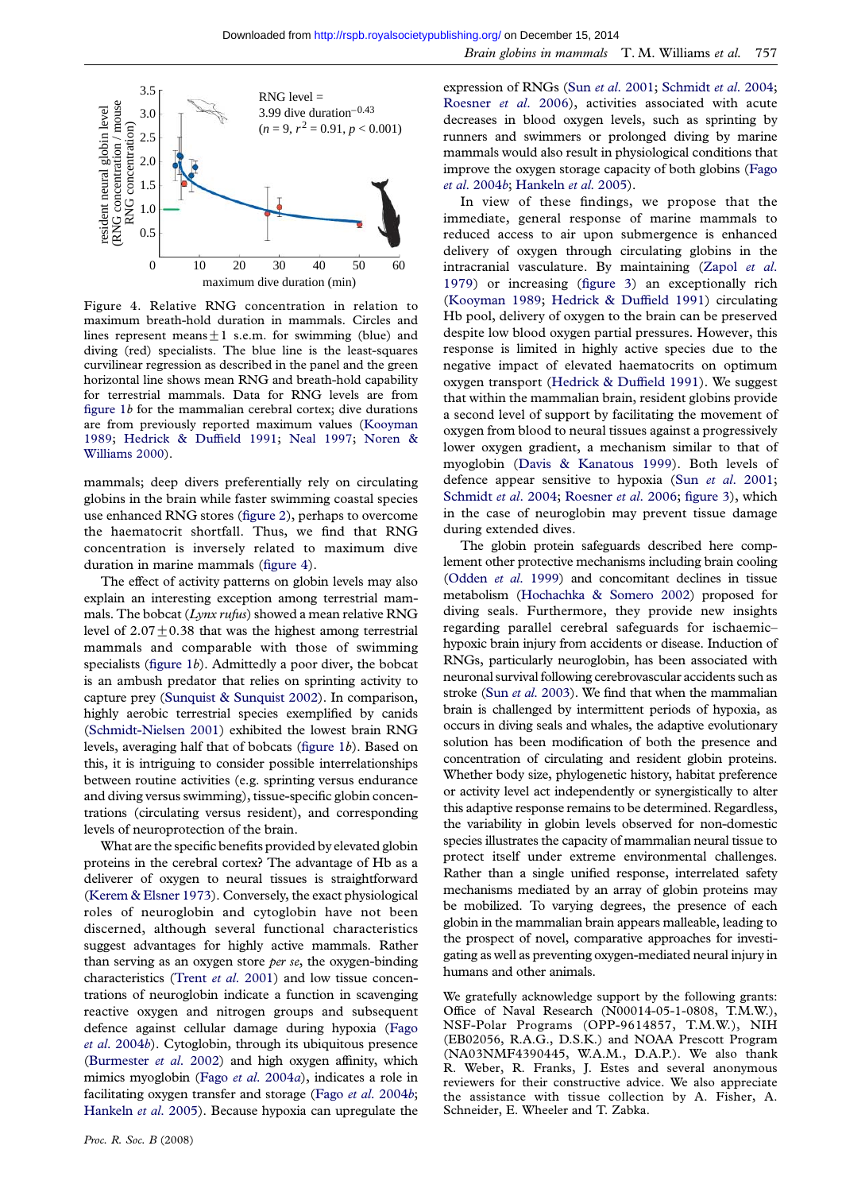Figure 4. Relative RNG concentration in relation to maximum breath-hold duration in mammals. Circles and lines represent means $\pm 1$ s.e.m. for swimming (blue) and diving (red) specialists. The blue line is the least-squares curvilinear regression as described in the panel and the green horizontal line shows mean RNG and breath-hold capability for terrestrial mammals. Data for RNG levels are from figure 1*b* for the mammalian cerebral cortex; dive durations are from previously reported maximum values (Kooyman 1989; Hedrick & Duffield 1991; Neal 1997; Noren & Williams 2000).

mammals; deep divers preferentially rely on circulating globins in the brain while faster swimming coastal species use enhanced RNG stores (figure 2), perhaps to overcome the haematocrit shortfall. Thus, we find that RNG concentration is inversely related to maximum dive duration in marine mammals (figure 4).

The effect of activity patterns on globin levels may also explain an interesting exception among terrestrial mammals. The bobcat (*Lynx rufus*) showed a mean relative RNG level of $2.07 \pm 0.38$ that was the highest among terrestrial mammals and comparable with those of swimming specialists (figure 1*b*). Admittedly a poor diver, the bobcat is an ambush predator that relies on sprinting activity to capture prey (Sunquist & Sunquist 2002). In comparison, highly aerobic terrestrial species exemplified by canids (Schmidt-Nielsen 2001) exhibited the lowest brain RNG levels, averaging half that of bobcats (figure 1*b*). Based on this, it is intriguing to consider possible interrelationships between routine activities (e.g. sprinting versus endurance and diving versus swimming), tissue-specific globin concentrations (circulating versus resident), and corresponding levels of neuroprotection of the brain.

What are the specific benefits provided by elevated globin proteins in the cerebral cortex? The advantage of Hb as a deliverer of oxygen to neural tissues is straightforward (Kerem & Elsner 1973). Conversely, the exact physiological roles of neuroglobin and cytoglobin have not been discerned, although several functional characteristics suggest advantages for highly active mammals. Rather than serving as an oxygen store *per se*, the oxygen-binding characteristics (Trent *et al.* 2001) and low tissue concentrations of neuroglobin indicate a function in scavenging reactive oxygen and nitrogen groups and subsequent defence against cellular damage during hypoxia (Fago *et al.* 2004*b*). Cytoglobin, through its ubiquitous presence (Burmester *et al.* 2002) and high oxygen affinity, which mimics myoglobin (Fago *et al.* 2004*a*), indicates a role in facilitating oxygen transfer and storage (Fago *et al.* 2004*b*; Hankeln *et al.* 2005). Because hypoxia can upregulate the expression of RNGs (Sun *et al.* 2001; Schmidt *et al.* 2004; Roesner *et al.* 2006), activities associated with acute decreases in blood oxygen levels, such as sprinting by runners and swimmers or prolonged diving by marine mammals would also result in physiological conditions that improve the oxygen storage capacity of both globins (Fago *et al.* 2004*b*; Hankeln *et al.* 2005).

In view of these findings, we propose that the immediate, general response of marine mammals to reduced access to air upon submergence is enhanced delivery of oxygen through circulating globins in the intracranial vasculature. By maintaining (Zapol *et al.* 1979) or increasing (figure 3) an exceptionally rich (Kooyman 1989; Hedrick & Duffield 1991) circulating Hb pool, delivery of oxygen to the brain can be preserved despite low blood oxygen partial pressures. However, this response is limited in highly active species due to the negative impact of elevated haematocrits on optimum oxygen transport (Hedrick & Duffield 1991). We suggest that within the mammalian brain, resident globins provide a second level of support by facilitating the movement of oxygen from blood to neural tissues against a progressively lower oxygen gradient, a mechanism similar to that of myoglobin (Davis & Kanatous 1999). Both levels of defence appear sensitive to hypoxia (Sun *et al.* 2001; Schmidt *et al.* 2004; Roesner *et al.* 2006; figure 3), which in the case of neuroglobin may prevent tissue damage during extended dives.

The globin protein safeguards described here complement other protective mechanisms including brain cooling (Odden *et al.* 1999) and concomitant declines in tissue metabolism (Hochachka & Somero 2002) proposed for diving seals. Furthermore, they provide new insights regarding parallel cerebral safeguards for ischaemic–hypoxic brain injury from accidents or disease. Induction of RNGs, particularly neuroglobin, has been associated with neuronal survival following cerebrovascular accidents such as stroke (Sun *et al.* 2003). We find that when the mammalian brain is challenged by intermittent periods of hypoxia, as occurs in diving seals and whales, the adaptive evolutionary solution has been modification of both the presence and concentration of circulating and resident globin proteins. Whether body size, phylogenetic history, habitat preference or activity level act independently or synergistically to alter this adaptive response remains to be determined. Regardless, the variability in globin levels observed for non-domestic species illustrates the capacity of mammalian neural tissue to protect itself under extreme environmental challenges. Rather than a single unified response, interrelated safety mechanisms mediated by an array of globin proteins may be mobilized. To varying degrees, the presence of each globin in the mammalian brain appears malleable, leading to the prospect of novel, comparative approaches for investigating as well as preventing oxygen-mediated neural injury in humans and other animals.

We gratefully acknowledge support by the following grants: Office of Naval Research (N00014-05-1-0808, T.M.W.), NSF-Polar Programs (OPP-9614857, T.M.W.), NIH (EB02056, R.A.G., D.S.K.) and NOAA Prescott Program (NA03NMF4390445, W.A.M., D.A.P.). We also thank R. Weber, R. Franks, J. Estes and several anonymous reviewers for their constructive advice. We also appreciate the assistance with tissue collection by A. Fisher, A. Schneider, E. Wheeler and T. Zabka.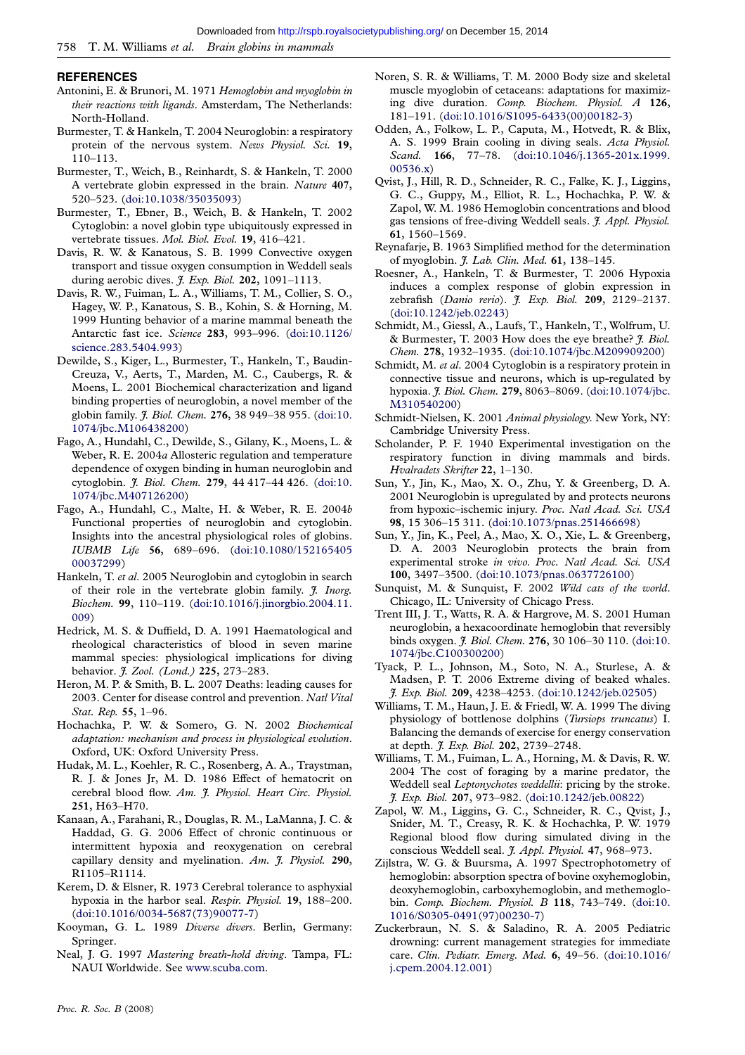## REFERENCES

Antonini, E. & Brunori, M. 1971 *Hemoglobin and myoglobin in their reactions with ligands*. Amsterdam, The Netherlands: North-Holland.

Burmester, T. & Hankeln, T. 2004 Neuroglobin: a respiratory protein of the nervous system. *News Physiol. Sci.* **19**, 110–113.

Burmester, T., Weich, B., Reinhardt, S. & Hankeln, T. 2000 A vertebrate globin expressed in the brain. *Nature* **407**, 520–523. (doi:10.1038/35035093)

Burmester, T., Ebner, B., Weich, B. & Hankeln, T. 2002 Cytoglobin: a novel globin type ubiquitously expressed in vertebrate tissues. *Mol. Biol. Evol.* **19**, 416–421.

Davis, R. W. & Kanatous, S. B. 1999 Convective oxygen transport and tissue oxygen consumption in Weddell seals during aerobic dives. *J. Exp. Biol.* **202**, 1091–1113.

Davis, R. W., Fuiman, L. A., Williams, T. M., Collier, S. O., Hagey, W. P., Kanatous, S. B., Kohin, S. & Horning, M. 1999 Hunting behavior of a marine mammal beneath the Antarctic fast ice. *Science* **283**, 993–996. (doi:10.1126/science.283.5404.993)

Dewilde, S., Kiger, L., Burmester, T., Hankeln, T., Baudin-Creuza, V., Aerts, T., Marden, M. C., Caubergs, R. & Moens, L. 2001 Biochemical characterization and ligand binding properties of neuroglobin, a novel member of the globin family. *J. Biol. Chem.* **276**, 38 949–38 955. (doi:10.1074/jbc.M106438200)

Fago, A., Hundahl, C., Dewilde, S., Gilany, K., Moens, L. & Weber, R. E. 2004*a* Allosteric regulation and temperature dependence of oxygen binding in human neuroglobin and cytoglobin. *J. Biol. Chem.* **279**, 44 417–44 426. (doi:10.1074/jbc.M407126200)

Fago, A., Hundahl, C., Malte, H. & Weber, R. E. 2004*b* Functional properties of neuroglobin and cytoglobin. Insights into the ancestral physiological roles of globins. *IUBMB Life* **56**, 689–696. (doi:10.1080/15216540500037299)

Hankeln, T. *et al.* 2005 Neuroglobin and cytoglobin in search of their role in the vertebrate globin family. *J. Inorg. Biochem.* **99**, 110–119. (doi:10.1016/j.jinorgbio.2004.11.009)

Hedrick, M. S. & Duffield, D. A. 1991 Haematological and rheological characteristics of blood in seven marine mammal species: physiological implications for diving behavior. *J. Zool. (Lond.)* **225**, 273–283.

Heron, M. P. & Smith, B. L. 2007 Deaths: leading causes for 2003. Center for disease control and prevention. *Natl Vital Stat. Rep.* **55**, 1–96.

Hochachka, P. W. & Somero, G. N. 2002 *Biochemical adaptation: mechanism and process in physiological evolution*. Oxford, UK: Oxford University Press.

Hudak, M. L., Koehler, R. C., Rosenberg, A. A., Traystman, R. J. & Jones Jr, M. D. 1986 Effect of hematocrit on cerebral blood flow. *Am. J. Physiol. Heart Circ. Physiol.* **251**, H63–H70.

Kanaan, A., Farahani, R., Douglas, R. M., LaManna, J. C. & Haddad, G. G. 2006 Effect of chronic continuous or intermittent hypoxia and reoxygenation on cerebral capillary density and myelination. *Am. J. Physiol.* **290**, R1105–R1114.

Kerem, D. & Elsner, R. 1973 Cerebral tolerance to asphyxial hypoxia in the harbor seal. *Respir. Physiol.* **19**, 188–200. (doi:10.1016/0034-5687(73)90077-7)

Kooyman, G. L. 1989 *Diverse divers*. Berlin, Germany: Springer.

Neal, J. G. 1997 *Mastering breath-hold diving*. Tampa, FL: NAUI Worldwide. See www.scuba.com.

Noren, S. R. & Williams, T. M. 2000 Body size and skeletal muscle myoglobin of cetaceans: adaptations for maximizing dive duration. *Comp. Biochem. Physiol. A* **126**, 181–191. (doi:10.1016/S1095-6433(00)00182-3)

Odden, A., Folkow, L. P., Caputa, M., Hotvedt, R. & Blix, A. S. 1999 Brain cooling in diving seals. *Acta Physiol. Scand.* **166**, 77–78. (doi:10.1046/j.1365-201x.1999.00536.x)

Qvist, J., Hill, R. D., Schneider, R. C., Falke, K. J., Liggins, G. C., Guppy, M., Elliot, R. L., Hochachka, P. W. & Zapol, W. M. 1986 Hemoglobin concentrations and blood gas tensions of free-diving Weddell seals. *J. Appl. Physiol.* **61**, 1560–1569.

Reynafarje, B. 1963 Simplified method for the determination of myoglobin. *J. Lab. Clin. Med.* **61**, 138–145.

Roesner, A., Hankeln, T. & Burmester, T. 2006 Hypoxia induces a complex response of globin expression in zebrafish (*Danio rerio*). *J. Exp. Biol.* **209**, 2129–2137. (doi:10.1242/jeb.02243)

Schmidt, M., Giessl, A., Laufs, T., Hankeln, T., Wolfrum, U. & Burmester, T. 2003 How does the eye breathe? *J. Biol. Chem.* **278**, 1932–1935. (doi:10.1074/jbc.M209909200)

Schmidt, M. *et al.* 2004 Cytoglobin is a respiratory protein in connective tissue and neurons, which is up-regulated by hypoxia. *J. Biol. Chem.* **279**, 8063–8069. (doi:10.1074/jbc.M310540200)

Schmidt-Nielsen, K. 2001 *Animal physiology*. New York, NY: Cambridge University Press.

Scholander, P. F. 1940 Experimental investigation on the respiratory function in diving mammals and birds. *Hvalradets Skrifter* **22**, 1–130.

Sun, Y., Jin, K., Mao, X. O., Zhu, Y. & Greenberg, D. A. 2001 Neuroglobin is upregulated by and protects neurons from hypoxic–ischemic injury. *Proc. Natl Acad. Sci. USA* **98**, 15 306–15 311. (doi:10.1073/pnas.251466698)

Sun, Y., Jin, K., Peel, A., Mao, X. O., Xie, L. & Greenberg, D. A. 2003 Neuroglobin protects the brain from experimental stroke *in vivo*. *Proc. Natl Acad. Sci. USA* **100**, 3497–3500. (doi:10.1073/pnas.0637726100)

Sunquist, M. & Sunquist, F. 2002 *Wild cats of the world*. Chicago, IL: University of Chicago Press.

Trent III, J. T., Watts, R. A. & Hargrove, M. S. 2001 Human neuroglobin, a hexacoordinate hemoglobin that reversibly binds oxygen. *J. Biol. Chem.* **276**, 30 106–30 110. (doi:10.1074/jbc.C100300200)

Tyack, P. L., Johnson, M., Soto, N. A., Sturlese, A. & Madsen, P. T. 2006 Extreme diving of beaked whales. *J. Exp. Biol.* **209**, 4238–4253. (doi:10.1242/jeb.02505)

Williams, T. M., Haun, J. E. & Friedl, W. A. 1999 The diving physiology of bottlenose dolphins (*Tursiops truncatus*) I. Balancing the demands of exercise for energy conservation at depth. *J. Exp. Biol.* **202**, 2739–2748.

Williams, T. M., Fuiman, L. A., Horning, M. & Davis, R. W. 2004 The cost of foraging by a marine predator, the Weddell seal *Leptonychotes weddellii*: pricing by the stroke. *J. Exp. Biol.* **207**, 973–982. (doi:10.1242/jeb.00822)

Zapol, W. M., Liggins, G. C., Schneider, R. C., Qvist, J., Snider, M. T., Creasy, R. K. & Hochachka, P. W. 1979 Regional blood flow during simulated diving in the conscious Weddell seal. *J. Appl. Physiol.* **47**, 968–973.

Zijlstra, W. G. & Buursma, A. 1997 Spectrophotometry of hemoglobin: absorption spectra of bovine oxyhemoglobin, deoxyhemoglobin, carboxyhemoglobin, and methemoglobin. *Comp. Biochem. Physiol. B* **118**, 743–749. (doi:10.1016/S0305-0491(97)00230-7)

Zuckerbraun, N. S. & Saladino, R. A. 2005 Pediatric drowning: current management strategies for immediate care. *Clin. Pediatr. Emerg. Med.* **6**, 49–56. (doi:10.1016/j.cpem.2004.12.001)